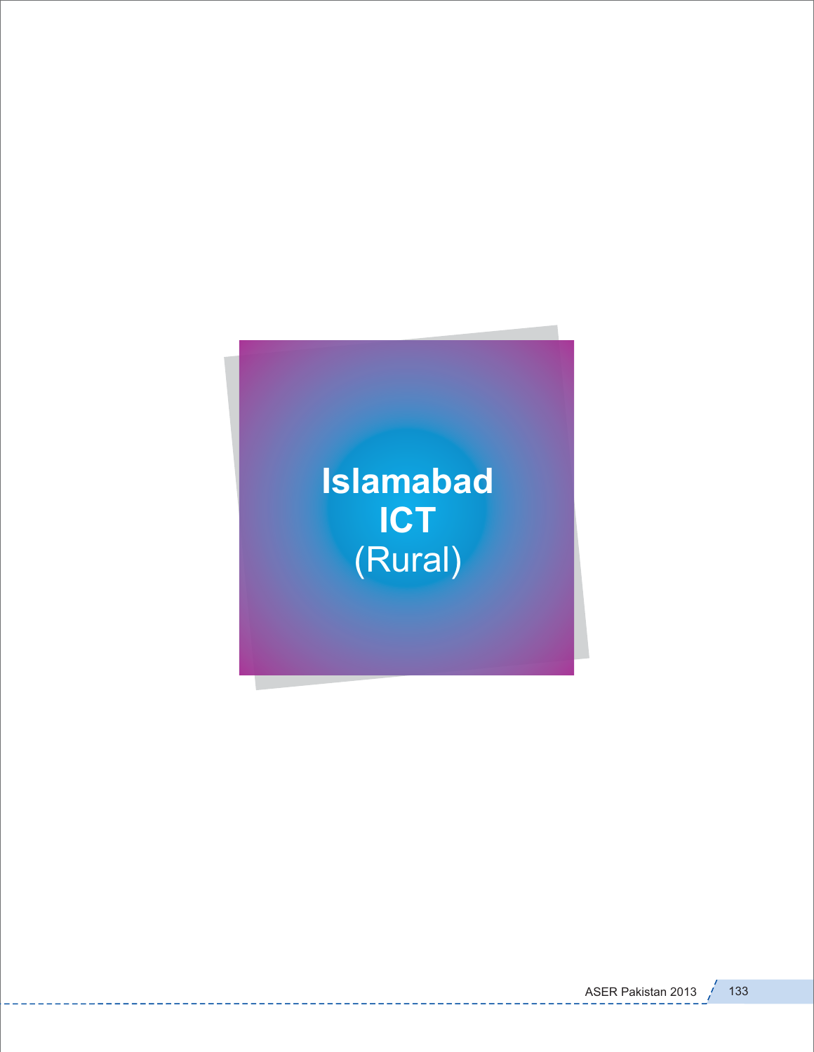# Islamabad ICT (Rural)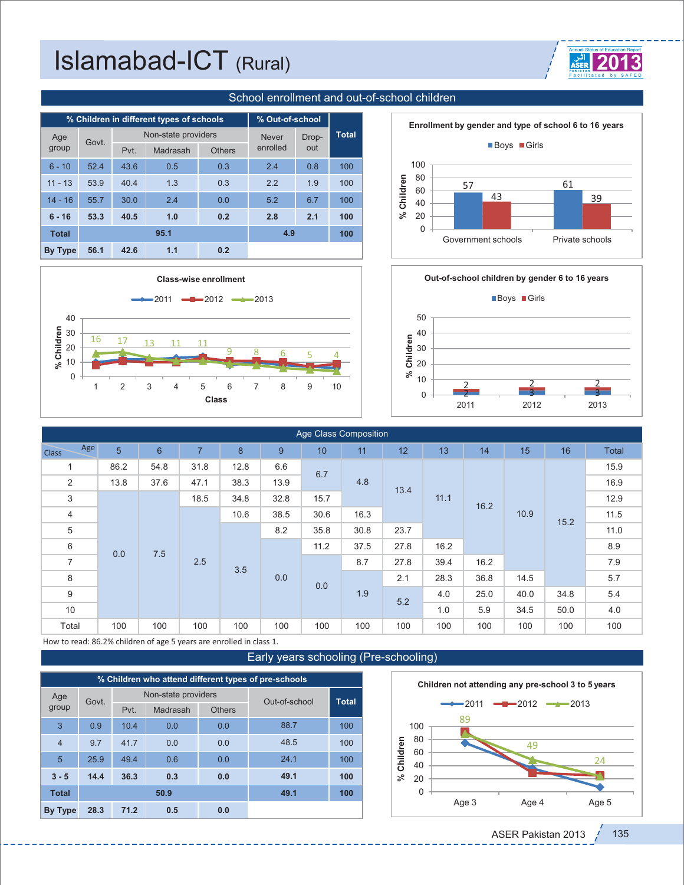# Islamabad-ICT (Rural)

## School enrollment and out-of-school children

| Age group | % Children in different types of schools | | | | % Out-of-school | | Total |
|---|---|---|---|---|---|---|---|
| | Govt. | Non-state providers | | | Never enrolled | Drop-out | |
| | | Pvt. | Madrasah | Others | | | |
| 6 - 10 | 52.4 | 43.6 | 0.5 | 0.3 | 2.4 | 0.8 | 100 |
| 11 - 13 | 53.9 | 40.4 | 1.3 | 0.3 | 2.2 | 1.9 | 100 |
| 14 - 16 | 55.7 | 30.0 | 2.4 | 0.0 | 5.2 | 6.7 | 100 |
| **6 - 16** | **53.3** | **40.5** | **1.0** | **0.2** | **2.8** | **2.1** | **100** |
| **Total** | **95.1** | | | | **4.9** | | **100** |
| **By Type** | **56.1** | **42.6** | **1.1** | **0.2** | | | |

Enrollment by gender and type of school 6 to 16 years

Boys Girls

% Children

100 80 60 40 20 0

Government schools: 57, 43

Private schools: 61, 39

Class-wise enrollment

2011 2012 2013

% Children

40 30 20 10 0

16 17 13 11 11 9 8 6 5 4

1 2 3 4 5 6 7 8 9 10

Class

Out-of-school children by gender 6 to 16 years

Boys Girls

% Children

50 40 30 20 10 0

2011: 2, 2

2012: 2, 3

2013: 2, 3

## Age Class Composition

| Class \ Age | 5 | 6 | 7 | 8 | 9 | 10 | 11 | 12 | 13 | 14 | 15 | 16 | Total |
|---|---|---|---|---|---|---|---|---|---|---|---|---|---|
| 1 | 86.2 | 54.8 | 31.8 | 12.8 | 6.6 | 6.7 | 4.8 | 13.4 | 11.1 | 16.2 | 10.9 | 15.2 | 15.9 |
| 2 | 13.8 | 37.6 | 47.1 | 38.3 | 13.9 | | | | | | | | 16.9 |
| 3 | 0.0 | 7.5 | 18.5 | 34.8 | 32.8 | 15.7 | | | | | | | 12.9 |
| 4 | | | 2.5 | 10.6 | 38.5 | 30.6 | 16.3 | | | | | | 11.5 |
| 5 | | | | 3.5 | 8.2 | 35.8 | 30.8 | 23.7 | | | | | 11.0 |
| 6 | | | | | 0.0 | 11.2 | 37.5 | 27.8 | 16.2 | | | | 8.9 |
| 7 | | | | | | 0.0 | 8.7 | 27.8 | 39.4 | 16.2 | | | 7.9 |
| 8 | | | | | | | 1.9 | 2.1 | 28.3 | 36.8 | 14.5 | | 5.7 |
| 9 | | | | | | | | 5.2 | 4.0 | 25.0 | 40.0 | 34.8 | 5.4 |
| 10 | | | | | | | | | 1.0 | 5.9 | 34.5 | 50.0 | 4.0 |
| Total | 100 | 100 | 100 | 100 | 100 | 100 | 100 | 100 | 100 | 100 | 100 | 100 | 100 |

How to read: 86.2% children of age 5 years are enrolled in class 1.

## Early years schooling (Pre-schooling)

| Age group | % Children who attend different types of pre-schools | | | | Out-of-school | Total |
|---|---|---|---|---|---|---|
| | Govt. | Non-state providers | | | | |
| | | Pvt. | Madrasah | Others | | |
| 3 | 0.9 | 10.4 | 0.0 | 0.0 | 88.7 | 100 |
| 4 | 9.7 | 41.7 | 0.0 | 0.0 | 48.5 | 100 |
| 5 | 25.9 | 49.4 | 0.6 | 0.0 | 24.1 | 100 |
| **3 - 5** | **14.4** | **36.3** | **0.3** | **0.0** | **49.1** | **100** |
| **Total** | **50.9** | | | | **49.1** | **100** |
| **By Type** | **28.3** | **71.2** | **0.5** | **0.0** | | |

Children not attending any pre-school 3 to 5 years

2011 2012 2013

% Children

100 80 60 40 20 0

89 49 24

Age 3 Age 4 Age 5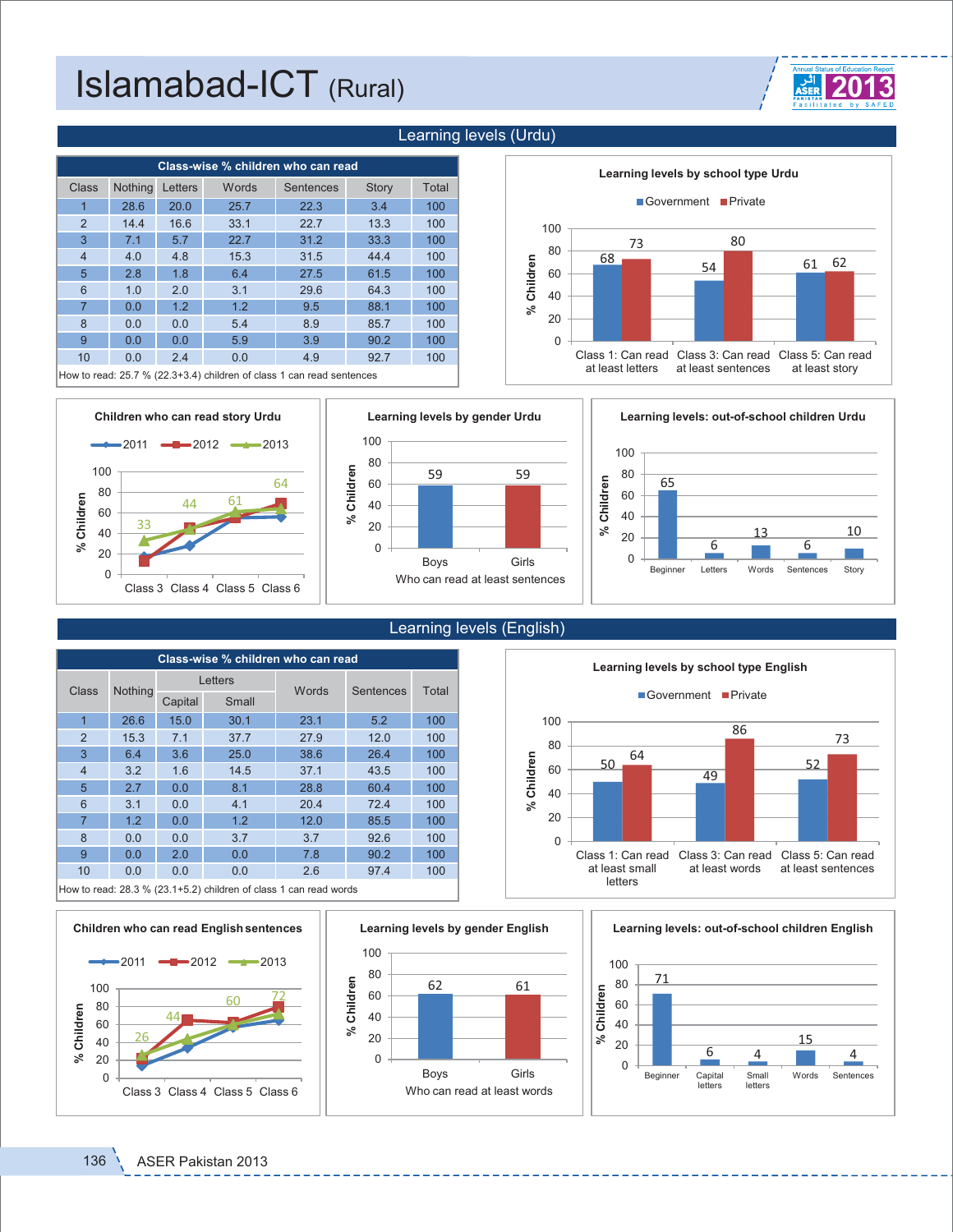# Islamabad-ICT (Rural)

## Learning levels (Urdu)

**Class-wise % children who can read**

| Class | Nothing | Letters | Words | Sentences | Story | Total |
|---|---|---|---|---|---|---|
| 1 | 28.6 | 20.0 | 25.7 | 22.3 | 3.4 | 100 |
| 2 | 14.4 | 16.6 | 33.1 | 22.7 | 13.3 | 100 |
| 3 | 7.1 | 5.7 | 22.7 | 31.2 | 33.3 | 100 |
| 4 | 4.0 | 4.8 | 15.3 | 31.5 | 44.4 | 100 |
| 5 | 2.8 | 1.8 | 6.4 | 27.5 | 61.5 | 100 |
| 6 | 1.0 | 2.0 | 3.1 | 29.6 | 64.3 | 100 |
| 7 | 0.0 | 1.2 | 1.2 | 9.5 | 88.1 | 100 |
| 8 | 0.0 | 0.0 | 5.4 | 8.9 | 85.7 | 100 |
| 9 | 0.0 | 0.0 | 5.9 | 3.9 | 90.2 | 100 |
| 10 | 0.0 | 2.4 | 0.0 | 4.9 | 92.7 | 100 |

How to read: 25.7 % (22.3+3.4) children of class 1 can read sentences

**Learning levels by school type Urdu**

Government, Private

% Children

0, 20, 40, 60, 80, 100

68, 73, 54, 80, 61, 62

Class 1: Can read at least letters
Class 3: Can read at least sentences
Class 5: Can read at least story

**Children who can read story Urdu**

2011, 2012, 2013

% Children

0, 20, 40, 60, 80, 100

33, 44, 61, 64

Class 3, Class 4, Class 5, Class 6

**Learning levels by gender Urdu**

% Children

0, 20, 40, 60, 80, 100

59, 59

Boys, Girls

Who can read at least sentences

**Learning levels: out-of-school children Urdu**

% Children

0, 20, 40, 60, 80, 100

65, 6, 13, 6, 10

Beginner, Letters, Words, Sentences, Story

## Learning levels (English)

**Class-wise % children who can read**

| Class | Nothing | Letters | | Words | Sentences | Total |
|---|---|---|---|---|---|---|
| | | Capital | Small | | | |
| 1 | 26.6 | 15.0 | 30.1 | 23.1 | 5.2 | 100 |
| 2 | 15.3 | 7.1 | 37.7 | 27.9 | 12.0 | 100 |
| 3 | 6.4 | 3.6 | 25.0 | 38.6 | 26.4 | 100 |
| 4 | 3.2 | 1.6 | 14.5 | 37.1 | 43.5 | 100 |
| 5 | 2.7 | 0.0 | 8.1 | 28.8 | 60.4 | 100 |
| 6 | 3.1 | 0.0 | 4.1 | 20.4 | 72.4 | 100 |
| 7 | 1.2 | 0.0 | 1.2 | 12.0 | 85.5 | 100 |
| 8 | 0.0 | 0.0 | 3.7 | 3.7 | 92.6 | 100 |
| 9 | 0.0 | 2.0 | 0.0 | 7.8 | 90.2 | 100 |
| 10 | 0.0 | 0.0 | 0.0 | 2.6 | 97.4 | 100 |

How to read: 28.3 % (23.1+5.2) children of class 1 can read words

**Learning levels by school type English**

Government, Private

% Children

0, 20, 40, 60, 80, 100

50, 64, 49, 86, 52, 73

Class 1: Can read at least small letters
Class 3: Can read at least words
Class 5: Can read at least sentences

**Children who can read English sentences**

2011, 2012, 2013

% Children

0, 20, 40, 60, 80, 100

26, 44, 60, 72

Class 3, Class 4, Class 5, Class 6

**Learning levels by gender English**

% Children

0, 20, 40, 60, 80, 100

62, 61

Boys, Girls

Who can read at least words

**Learning levels: out-of-school children English**

% Children

0, 20, 40, 60, 80, 100

71, 6, 4, 15, 4

Beginner, Capital letters, Small letters, Words, Sentences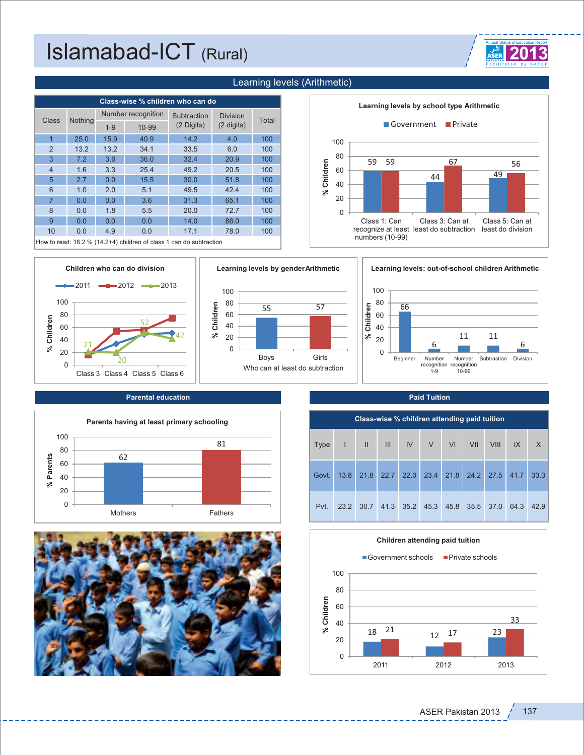# Islamabad-ICT (Rural)

## Learning levels (Arithmetic)

| Class-wise % children who can do | | | | | | |
|---|---|---|---|---|---|---|
| Class | Nothing | Number recognition | | Subtraction (2 Digits) | Division (2 digits) | Total |
| | | 1-9 | 10-99 | | | |
| 1 | 25.0 | 15.9 | 40.9 | 14.2 | 4.0 | 100 |
| 2 | 13.2 | 13.2 | 34.1 | 33.5 | 6.0 | 100 |
| 3 | 7.2 | 3.6 | 36.0 | 32.4 | 20.9 | 100 |
| 4 | 1.6 | 3.3 | 25.4 | 49.2 | 20.5 | 100 |
| 5 | 2.7 | 0.0 | 15.5 | 30.0 | 51.8 | 100 |
| 6 | 1.0 | 2.0 | 5.1 | 49.5 | 42.4 | 100 |
| 7 | 0.0 | 0.0 | 3.6 | 31.3 | 65.1 | 100 |
| 8 | 0.0 | 1.8 | 5.5 | 20.0 | 72.7 | 100 |
| 9 | 0.0 | 0.0 | 0.0 | 14.0 | 86.0 | 100 |
| 10 | 0.0 | 4.9 | 0.0 | 17.1 | 78.0 | 100 |

How to read: 18.2 % (14.2+4) children of class 1 can do subtraction

**Learning levels by school type Arithmetic**

Government | Private

% Children

100, 80, 60, 40, 20, 0

59 59 | 44 67 | 49 56

Class 1: Can recognize at least numbers (10-99) | Class 3: Can at least do subtraction | Class 5: Can at least do division

**Children who can do division**

2011 | 2012 | 2013

% Children

100, 80, 60, 40, 20, 0

21, 20, 52, 42

Class 3 | Class 4 | Class 5 | Class 6

**Learning levels by gender Arithmetic**

% Children

100, 80, 60, 40, 20, 0

55 | 57

Boys | Girls

Who can at least do subtraction

**Learning levels: out-of-school children Arithmetic**

% Children

100, 80, 60, 40, 20, 0

66 | 6 | 11 | 11 | 6

Beginner | Number recognition 1-9 | Number recognition 10-99 | Subtraction | Division

## Parental education

**Parents having at least primary schooling**

% Parents

100, 80, 60, 40, 20, 0

62 | 81

Mothers | Fathers

## Paid Tuition

| Class-wise % children attending paid tuition | | | | | | | | | | |
|---|---|---|---|---|---|---|---|---|---|---|
| Type | I | II | III | IV | V | VI | VII | VIII | IX | X |
| Govt. | 13.8 | 21.8 | 22.7 | 22.0 | 23.4 | 21.8 | 24.2 | 27.5 | 41.7 | 33.3 |
| Pvt. | 23.2 | 30.7 | 41.3 | 35.2 | 45.3 | 45.8 | 35.5 | 37.0 | 64.3 | 42.9 |

**Children attending paid tuition**

Government schools | Private schools

% Children

100, 80, 60, 40, 20, 0

18 21 | 12 17 | 23 33

2011 | 2012 | 2013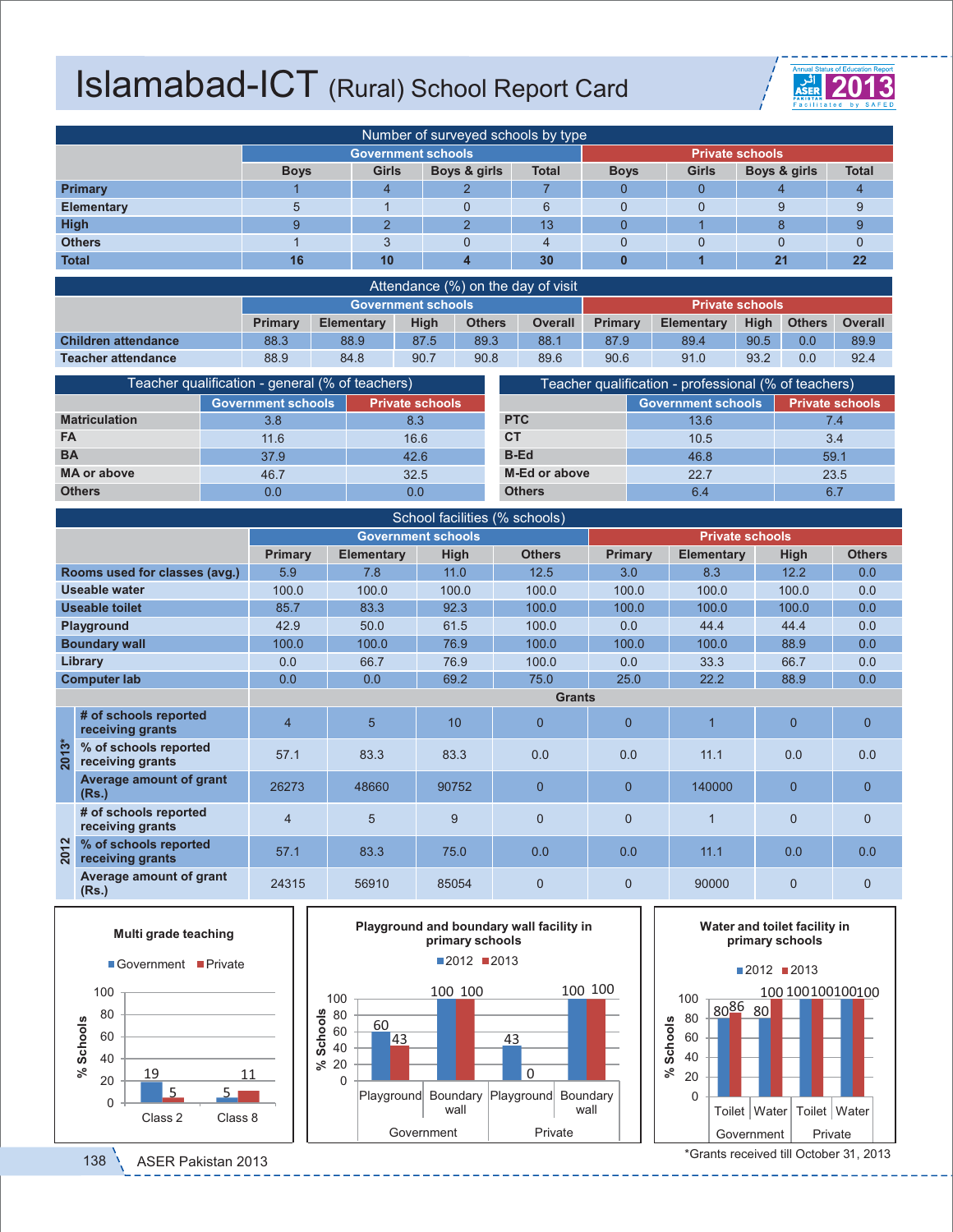# Islamabad-ICT (Rural) School Report Card

Annual Status of Education Report ASER PAKISTAN 2013 Facilitated by SAFED

| Number of surveyed schools by type | Government schools | | | | Private schools | | | |
|---|---|---|---|---|---|---|---|---|
| | Boys | Girls | Boys & girls | Total | Boys | Girls | Boys & girls | Total |
| **Primary** | 1 | 4 | 2 | 7 | 0 | 0 | 4 | 4 |
| **Elementary** | 5 | 1 | 0 | 6 | 0 | 0 | 9 | 9 |
| **High** | 9 | 2 | 2 | 13 | 0 | 1 | 8 | 9 |
| **Others** | 1 | 3 | 0 | 4 | 0 | 0 | 0 | 0 |
| **Total** | **16** | **10** | **4** | **30** | **0** | **1** | **21** | **22** |

| Attendance (%) on the day of visit | Government schools | | | | | Private schools | | | | |
|---|---|---|---|---|---|---|---|---|---|---|
| | Primary | Elementary | High | Others | Overall | Primary | Elementary | High | Others | Overall |
| **Children attendance** | 88.3 | 88.9 | 87.5 | 89.3 | 88.1 | 87.9 | 89.4 | 90.5 | 0.0 | 89.9 |
| **Teacher attendance** | 88.9 | 84.8 | 90.7 | 90.8 | 89.6 | 90.6 | 91.0 | 93.2 | 0.0 | 92.4 |

| Teacher qualification - general (% of teachers) | Government schools | Private schools |
|---|---|---|
| **Matriculation** | 3.8 | 8.3 |
| **FA** | 11.6 | 16.6 |
| **BA** | 37.9 | 42.6 |
| **MA or above** | 46.7 | 32.5 |
| **Others** | 0.0 | 0.0 |

| Teacher qualification - professional (% of teachers) | Government schools | Private schools |
|---|---|---|
| **PTC** | 13.6 | 7.4 |
| **CT** | 10.5 | 3.4 |
| **B-Ed** | 46.8 | 59.1 |
| **M-Ed or above** | 22.7 | 23.5 |
| **Others** | 6.4 | 6.7 |

| School facilities (% schools) | | Government schools | | | | Private schools | | | |
|---|---|---|---|---|---|---|---|---|---|
| | | Primary | Elementary | High | Others | Primary | Elementary | High | Others |
| **Rooms used for classes (avg.)** | | 5.9 | 7.8 | 11.0 | 12.5 | 3.0 | 8.3 | 12.2 | 0.0 |
| **Useable water** | | 100.0 | 100.0 | 100.0 | 100.0 | 100.0 | 100.0 | 100.0 | 0.0 |
| **Useable toilet** | | 85.7 | 83.3 | 92.3 | 100.0 | 100.0 | 100.0 | 100.0 | 0.0 |
| **Playground** | | 42.9 | 50.0 | 61.5 | 100.0 | 0.0 | 44.4 | 44.4 | 0.0 |
| **Boundary wall** | | 100.0 | 100.0 | 76.9 | 100.0 | 100.0 | 100.0 | 88.9 | 0.0 |
| **Library** | | 0.0 | 66.7 | 76.9 | 100.0 | 0.0 | 33.3 | 66.7 | 0.0 |
| **Computer lab** | | 0.0 | 0.0 | 69.2 | 75.0 | 25.0 | 22.2 | 88.9 | 0.0 |
| | | **Grants** | | | | | | | |
| **2013*** | **# of schools reported receiving grants** | 4 | 5 | 10 | 0 | 0 | 1 | 0 | 0 |
| | **% of schools reported receiving grants** | 57.1 | 83.3 | 83.3 | 0.0 | 0.0 | 11.1 | 0.0 | 0.0 |
| | **Average amount of grant (Rs.)** | 26273 | 48660 | 90752 | 0 | 0 | 140000 | 0 | 0 |
| **2012** | **# of schools reported receiving grants** | 4 | 5 | 9 | 0 | 0 | 1 | 0 | 0 |
| | **% of schools reported receiving grants** | 57.1 | 83.3 | 75.0 | 0.0 | 0.0 | 11.1 | 0.0 | 0.0 |
| | **Average amount of grant (Rs.)** | 24315 | 56910 | 85054 | 0 | 0 | 90000 | 0 | 0 |

**Multi grade teaching**

Government Private

% Schools

100 80 60 40 20 0

19 5 11 5

Class 2 Class 8

**Playground and boundary wall facility in primary schools**

2012 2013

% Schools

100 80 60 40 20 0

60 43 100 100 43 0 100 100

Playground Boundary wall Playground Boundary wall

Government Private

**Water and toilet facility in primary schools**

2012 2013

% Schools

100 80 60 40 20 0

80 86 80 100 100 100 100 100

Toilet Water Toilet Water

Government Private

*Grants received till October 31, 2013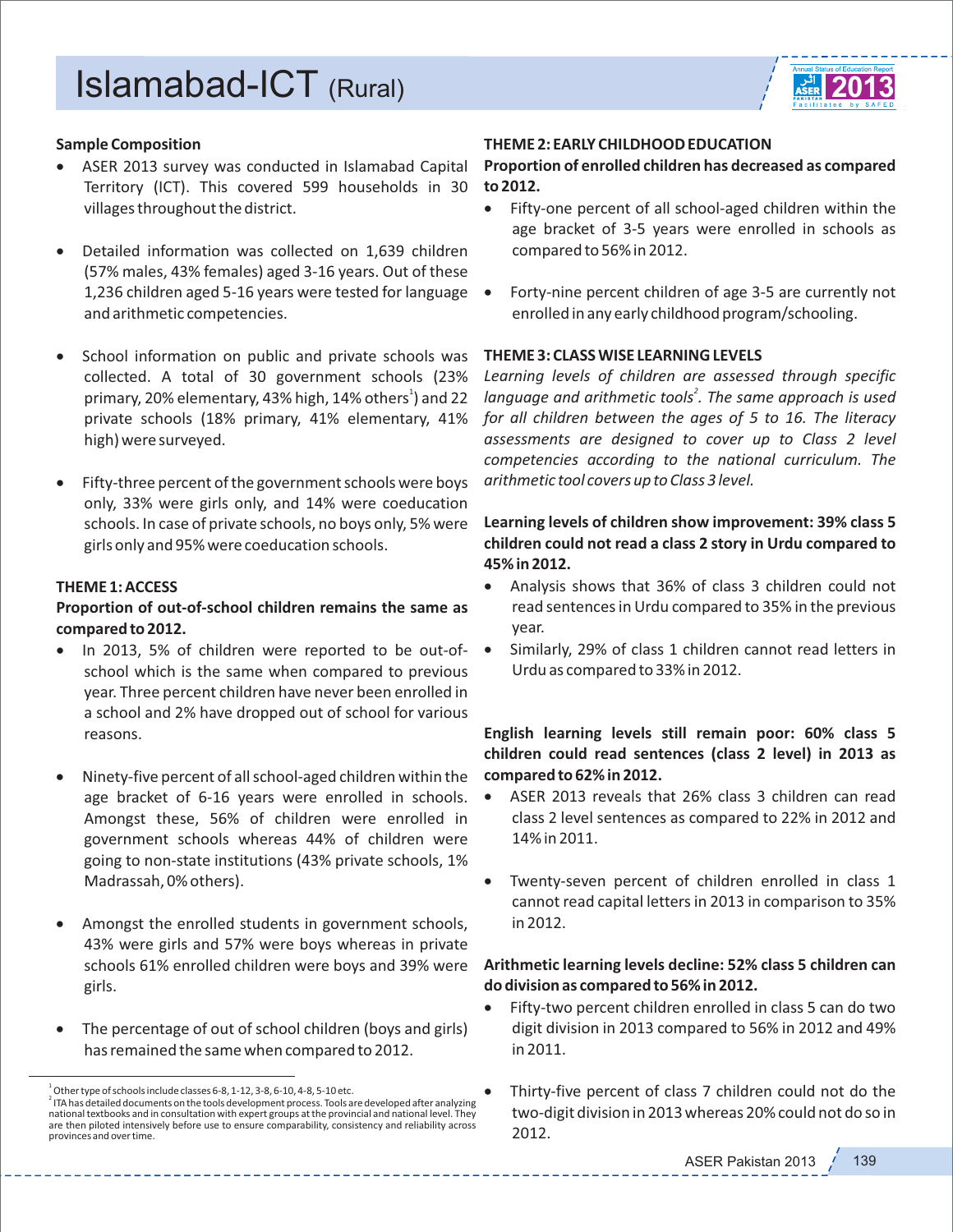# Islamabad-ICT (Rural)

**Sample Composition**

- ASER 2013 survey was conducted in Islamabad Capital Territory (ICT). This covered 599 households in 30 villages throughout the district.

- Detailed information was collected on 1,639 children (57% males, 43% females) aged 3-16 years. Out of these 1,236 children aged 5-16 years were tested for language and arithmetic competencies.

- School information on public and private schools was collected. A total of 30 government schools (23% primary, 20% elementary, 43% high, 14% others[1]) and 22 private schools (18% primary, 41% elementary, 41% high) were surveyed.

- Fifty-three percent of the government schools were boys only, 33% were girls only, and 14% were coeducation schools. In case of private schools, no boys only, 5% were girls only and 95% were coeducation schools.

**THEME 1: ACCESS**

**Proportion of out-of-school children remains the same as compared to 2012.**

- In 2013, 5% of children were reported to be out-of-school which is the same when compared to previous year. Three percent children have never been enrolled in a school and 2% have dropped out of school for various reasons.

- Ninety-five percent of all school-aged children within the age bracket of 6-16 years were enrolled in schools. Amongst these, 56% of children were enrolled in government schools whereas 44% of children were going to non-state institutions (43% private schools, 1% Madrassah, 0% others).

- Amongst the enrolled students in government schools, 43% were girls and 57% were boys whereas in private schools 61% enrolled children were boys and 39% were girls.

- The percentage of out of school children (boys and girls) has remained the same when compared to 2012.

**THEME 2: EARLY CHILDHOOD EDUCATION**

**Proportion of enrolled children has decreased as compared to 2012.**

- Fifty-one percent of all school-aged children within the age bracket of 3-5 years were enrolled in schools as compared to 56% in 2012.

- Forty-nine percent children of age 3-5 are currently not enrolled in any early childhood program/schooling.

**THEME 3: CLASS WISE LEARNING LEVELS**

*Learning levels of children are assessed through specific language and arithmetic tools[2]. The same approach is used for all children between the ages of 5 to 16. The literacy assessments are designed to cover up to Class 2 level competencies according to the national curriculum. The arithmetic tool covers up to Class 3 level.*

**Learning levels of children show improvement: 39% class 5 children could not read a class 2 story in Urdu compared to 45% in 2012.**

- Analysis shows that 36% of class 3 children could not read sentences in Urdu compared to 35% in the previous year.
- Similarly, 29% of class 1 children cannot read letters in Urdu as compared to 33% in 2012.

**English learning levels still remain poor: 60% class 5 children could read sentences (class 2 level) in 2013 as compared to 62% in 2012.**

- ASER 2013 reveals that 26% class 3 children can read class 2 level sentences as compared to 22% in 2012 and 14% in 2011.

- Twenty-seven percent of children enrolled in class 1 cannot read capital letters in 2013 in comparison to 35% in 2012.

**Arithmetic learning levels decline: 52% class 5 children can do division as compared to 56% in 2012.**

- Fifty-two percent children enrolled in class 5 can do two digit division in 2013 compared to 56% in 2012 and 49% in 2011.

- Thirty-five percent of class 7 children could not do the two-digit division in 2013 whereas 20% could not do so in 2012.

---

[1] Other type of schools include classes 6-8, 1-12, 3-8, 6-10, 4-8, 5-10 etc.

[2] ITA has detailed documents on the tools development process. Tools are developed after analyzing national textbooks and in consultation with expert groups at the provincial and national level. They are then piloted intensively before use to ensure comparability, consistency and reliability across provinces and over time.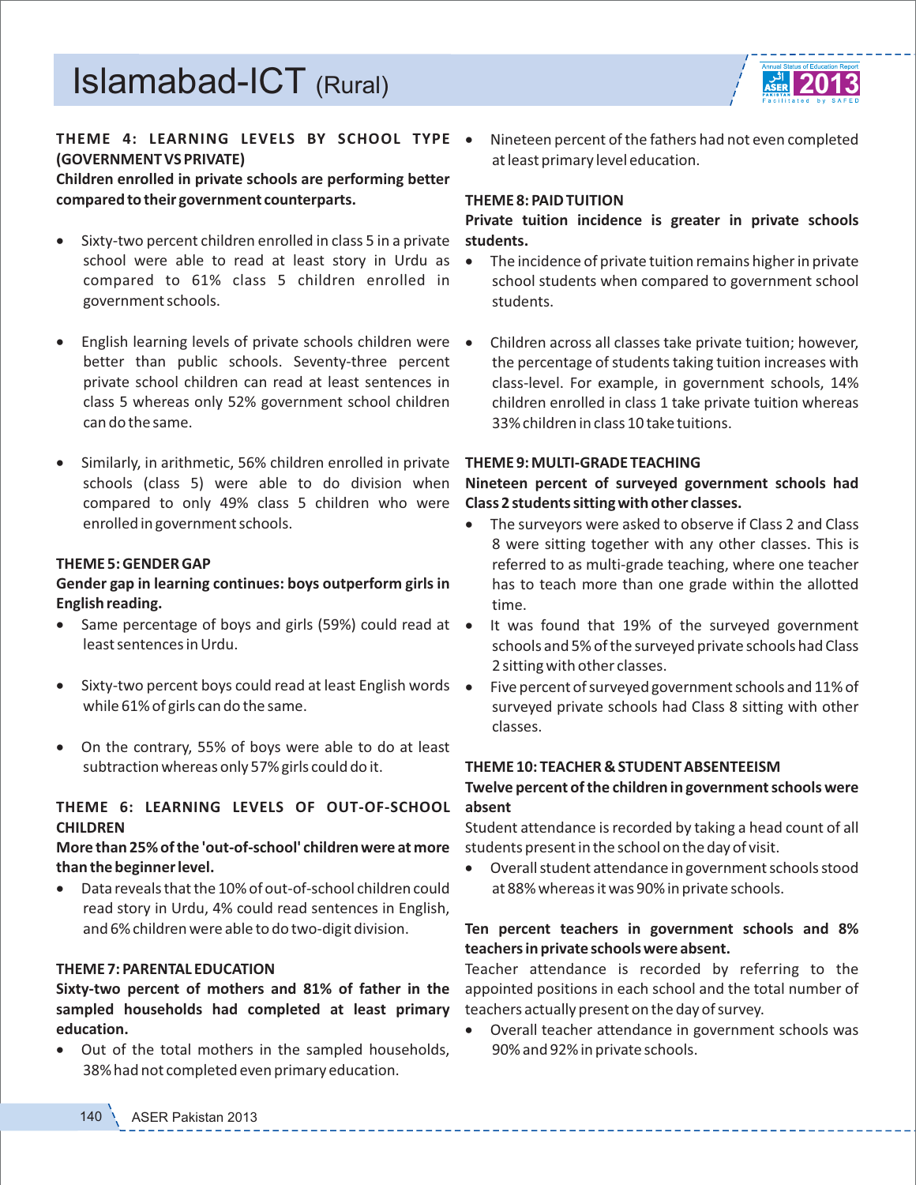# Islamabad-ICT (Rural)

**THEME 4: LEARNING LEVELS BY SCHOOL TYPE (GOVERNMENT VS PRIVATE)**

**Children enrolled in private schools are performing better compared to their government counterparts.**

- Sixty-two percent children enrolled in class 5 in a private school were able to read at least story in Urdu as compared to 61% class 5 children enrolled in government schools.

- English learning levels of private schools children were better than public schools. Seventy-three percent private school children can read at least sentences in class 5 whereas only 52% government school children can do the same.

- Similarly, in arithmetic, 56% children enrolled in private schools (class 5) were able to do division when compared to only 49% class 5 children who were enrolled in government schools.

**THEME 5: GENDER GAP**

**Gender gap in learning continues: boys outperform girls in English reading.**

- Same percentage of boys and girls (59%) could read at least sentences in Urdu.

- Sixty-two percent boys could read at least English words while 61% of girls can do the same.

- On the contrary, 55% of boys were able to do at least subtraction whereas only 57% girls could do it.

**THEME 6: LEARNING LEVELS OF OUT-OF-SCHOOL CHILDREN**

**More than 25% of the 'out-of-school' children were at more than the beginner level.**

- Data reveals that the 10% of out-of-school children could read story in Urdu, 4% could read sentences in English, and 6% children were able to do two-digit division.

**THEME 7: PARENTAL EDUCATION**

**Sixty-two percent of mothers and 81% of father in the sampled households had completed at least primary education.**

- Out of the total mothers in the sampled households, 38% had not completed even primary education.
- Nineteen percent of the fathers had not even completed at least primary level education.

**THEME 8: PAID TUITION**

**Private tuition incidence is greater in private schools students.**

- The incidence of private tuition remains higher in private school students when compared to government school students.

- Children across all classes take private tuition; however, the percentage of students taking tuition increases with class-level. For example, in government schools, 14% children enrolled in class 1 take private tuition whereas 33% children in class 10 take tuitions.

**THEME 9: MULTI-GRADE TEACHING**

**Nineteen percent of surveyed government schools had Class 2 students sitting with other classes.**

- The surveyors were asked to observe if Class 2 and Class 8 were sitting together with any other classes. This is referred to as multi-grade teaching, where one teacher has to teach more than one grade within the allotted time.
- It was found that 19% of the surveyed government schools and 5% of the surveyed private schools had Class 2 sitting with other classes.
- Five percent of surveyed government schools and 11% of surveyed private schools had Class 8 sitting with other classes.

**THEME 10: TEACHER & STUDENT ABSENTEEISM**

**Twelve percent of the children in government schools were absent**

Student attendance is recorded by taking a head count of all students present in the school on the day of visit.

- Overall student attendance in government schools stood at 88% whereas it was 90% in private schools.

**Ten percent teachers in government schools and 8% teachers in private schools were absent.**

Teacher attendance is recorded by referring to the appointed positions in each school and the total number of teachers actually present on the day of survey.

- Overall teacher attendance in government schools was 90% and 92% in private schools.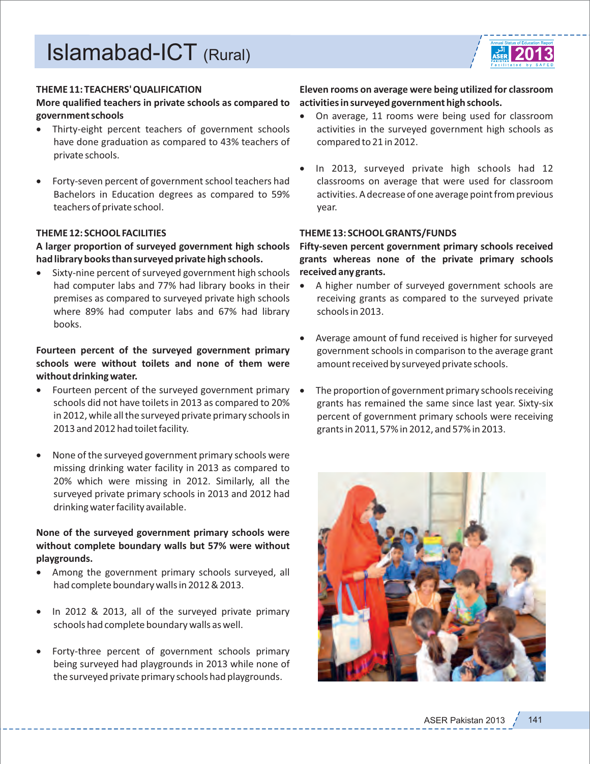# Islamabad-ICT (Rural)

### THEME 11: TEACHERS' QUALIFICATION

**More qualified teachers in private schools as compared to government schools**

- Thirty-eight percent teachers of government schools have done graduation as compared to 43% teachers of private schools.
- Forty-seven percent of government school teachers had Bachelors in Education degrees as compared to 59% teachers of private school.

### THEME 12: SCHOOL FACILITIES

**A larger proportion of surveyed government high schools had library books than surveyed private high schools.**

- Sixty-nine percent of surveyed government high schools had computer labs and 77% had library books in their premises as compared to surveyed private high schools where 89% had computer labs and 67% had library books.

**Fourteen percent of the surveyed government primary schools were without toilets and none of them were without drinking water.**

- Fourteen percent of the surveyed government primary schools did not have toilets in 2013 as compared to 20% in 2012, while all the surveyed private primary schools in 2013 and 2012 had toilet facility.
- None of the surveyed government primary schools were missing drinking water facility in 2013 as compared to 20% which were missing in 2012. Similarly, all the surveyed private primary schools in 2013 and 2012 had drinking water facility available.

**None of the surveyed government primary schools were without complete boundary walls but 57% were without playgrounds.**

- Among the government primary schools surveyed, all had complete boundary walls in 2012 & 2013.
- In 2012 & 2013, all of the surveyed private primary schools had complete boundary walls as well.
- Forty-three percent of government schools primary being surveyed had playgrounds in 2013 while none of the surveyed private primary schools had playgrounds.

**Eleven rooms on average were being utilized for classroom activities in surveyed government high schools.**

- On average, 11 rooms were being used for classroom activities in the surveyed government high schools as compared to 21 in 2012.
- In 2013, surveyed private high schools had 12 classrooms on average that were used for classroom activities. A decrease of one average point from previous year.

### THEME 13: SCHOOL GRANTS/FUNDS

**Fifty-seven percent government primary schools received grants whereas none of the private primary schools received any grants.**

- A higher number of surveyed government schools are receiving grants as compared to the surveyed private schools in 2013.
- Average amount of fund received is higher for surveyed government schools in comparison to the average grant amount received by surveyed private schools.
- The proportion of government primary schools receiving grants has remained the same since last year. Sixty-six percent of government primary schools were receiving grants in 2011, 57% in 2012, and 57% in 2013.